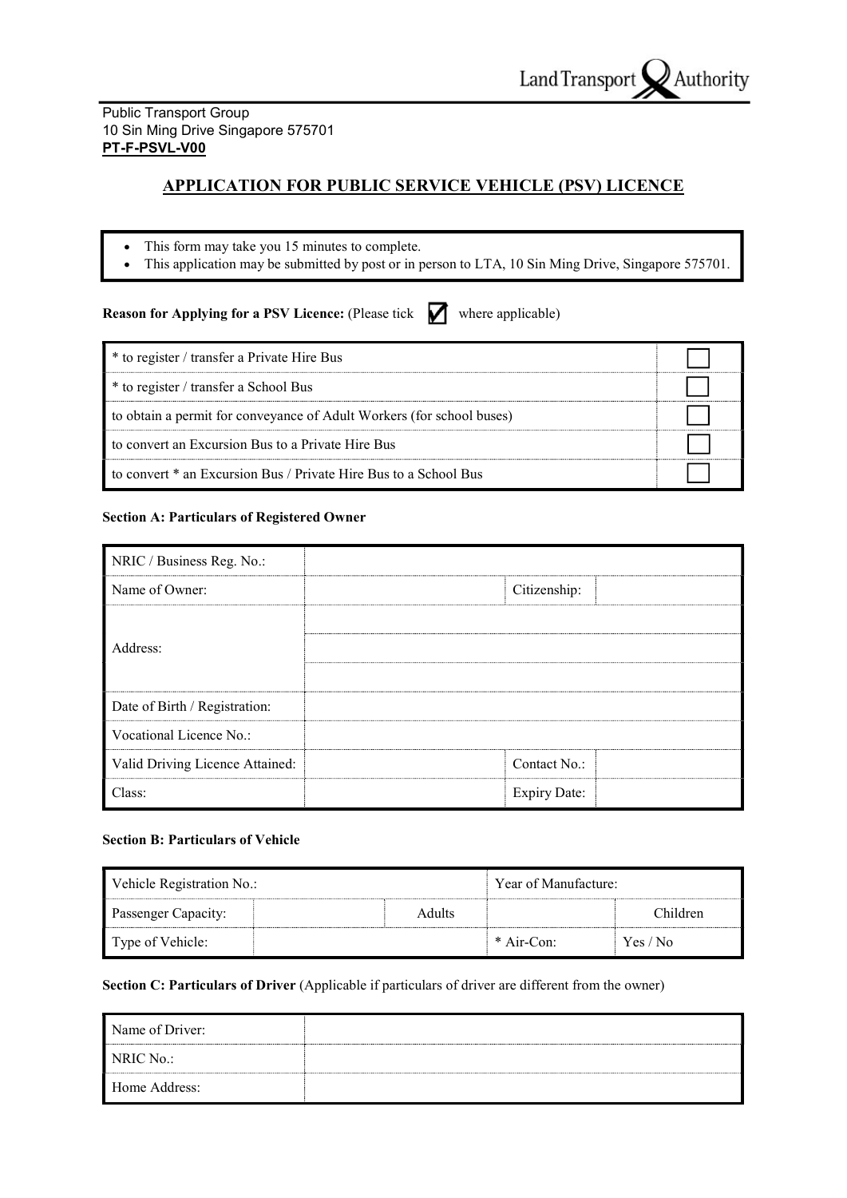Public Transport Group
10 Sin Ming Drive Singapore 575701
**PT-F-PSVL-V00**

# APPLICATION FOR PUBLIC SERVICE VEHICLE (PSV) LICENCE

- This form may take you 15 minutes to complete.
- This application may be submitted by post or in person to LTA, 10 Sin Ming Drive, Singapore 575701.

**Reason for Applying for a PSV Licence:** (Please tick ☑ where applicable)

| | |
|---|---|
| * to register / transfer a Private Hire Bus | ☐ |
| * to register / transfer a School Bus | ☐ |
| to obtain a permit for conveyance of Adult Workers (for school buses) | ☐ |
| to convert an Excursion Bus to a Private Hire Bus | ☐ |
| to convert * an Excursion Bus / Private Hire Bus to a School Bus | ☐ |

**Section A: Particulars of Registered Owner**

| | | | |
|---|---|---|---|
| NRIC / Business Reg. No.: | | | |
| Name of Owner: | | Citizenship: | |
| Address: | | | |
| | | | |
| | | | |
| Date of Birth / Registration: | | | |
| Vocational Licence No.: | | | |
| Valid Driving Licence Attained: | | Contact No.: | |
| Class: | | Expiry Date: | |

**Section B: Particulars of Vehicle**

| | | | | |
|---|---|---|---|---|
| Vehicle Registration No.: | | | Year of Manufacture: | |
| Passenger Capacity: | | Adults | | Children |
| Type of Vehicle: | | | * Air-Con: | Yes / No |

**Section C: Particulars of Driver** (Applicable if particulars of driver are different from the owner)

| | |
|---|---|
| Name of Driver: | |
| NRIC No.: | |
| Home Address: | |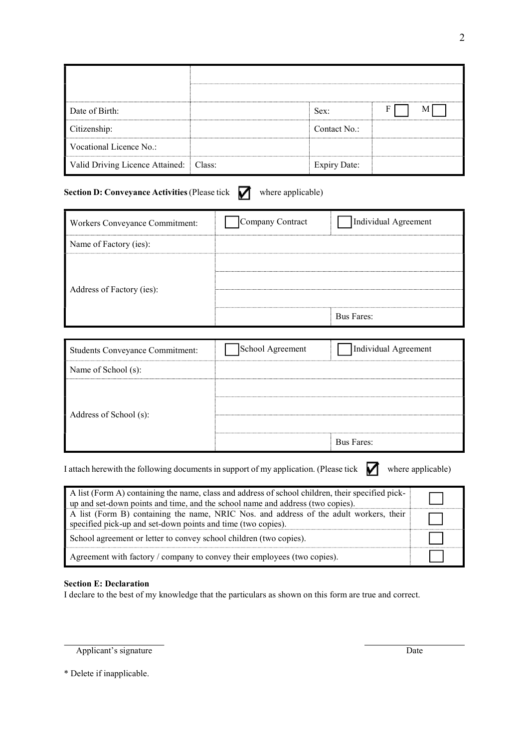| | | | |
|---|---|---|---|
| | | | |
| | | | |
| Date of Birth: | | Sex: | F ☐ M ☐ |
| Citizenship: | | Contact No.: | |
| Vocational Licence No.: | | | |
| Valid Driving Licence Attained: | Class: | Expiry Date: | |

**Section D: Conveyance Activities** (Please tick ☑ where applicable)

| | | |
|---|---|---|
| Workers Conveyance Commitment: | ☐ Company Contract | ☐ Individual Agreement |
| Name of Factory (ies): | | |
| Address of Factory (ies): | | |
| | | |
| | | |
| | | Bus Fares: |

| | | |
|---|---|---|
| Students Conveyance Commitment: | ☐ School Agreement | ☐ Individual Agreement |
| Name of School (s): | | |
| Address of School (s): | | |
| | | |
| | | |
| | | Bus Fares: |

I attach herewith the following documents in support of my application. (Please tick ☑ where applicable)

| | |
|---|---|
| A list (Form A) containing the name, class and address of school children, their specified pick-up and set-down points and time, and the school name and address (two copies). | ☐ |
| A list (Form B) containing the name, NRIC Nos. and address of the adult workers, their specified pick-up and set-down points and time (two copies). | ☐ |
| School agreement or letter to convey school children (two copies). | ☐ |
| Agreement with factory / company to convey their employees (two copies). | ☐ |

**Section E: Declaration**

I declare to the best of my knowledge that the particulars as shown on this form are true and correct.

\_\_\_\_\_\_\_\_\_\_\_\_\_\_\_\_\_\_\_\_\_\_\_\_  
Applicant's signature

\_\_\_\_\_\_\_\_\_\_\_\_\_\_\_\_\_\_\_\_\_\_\_\_  
Date

\* Delete if inapplicable.